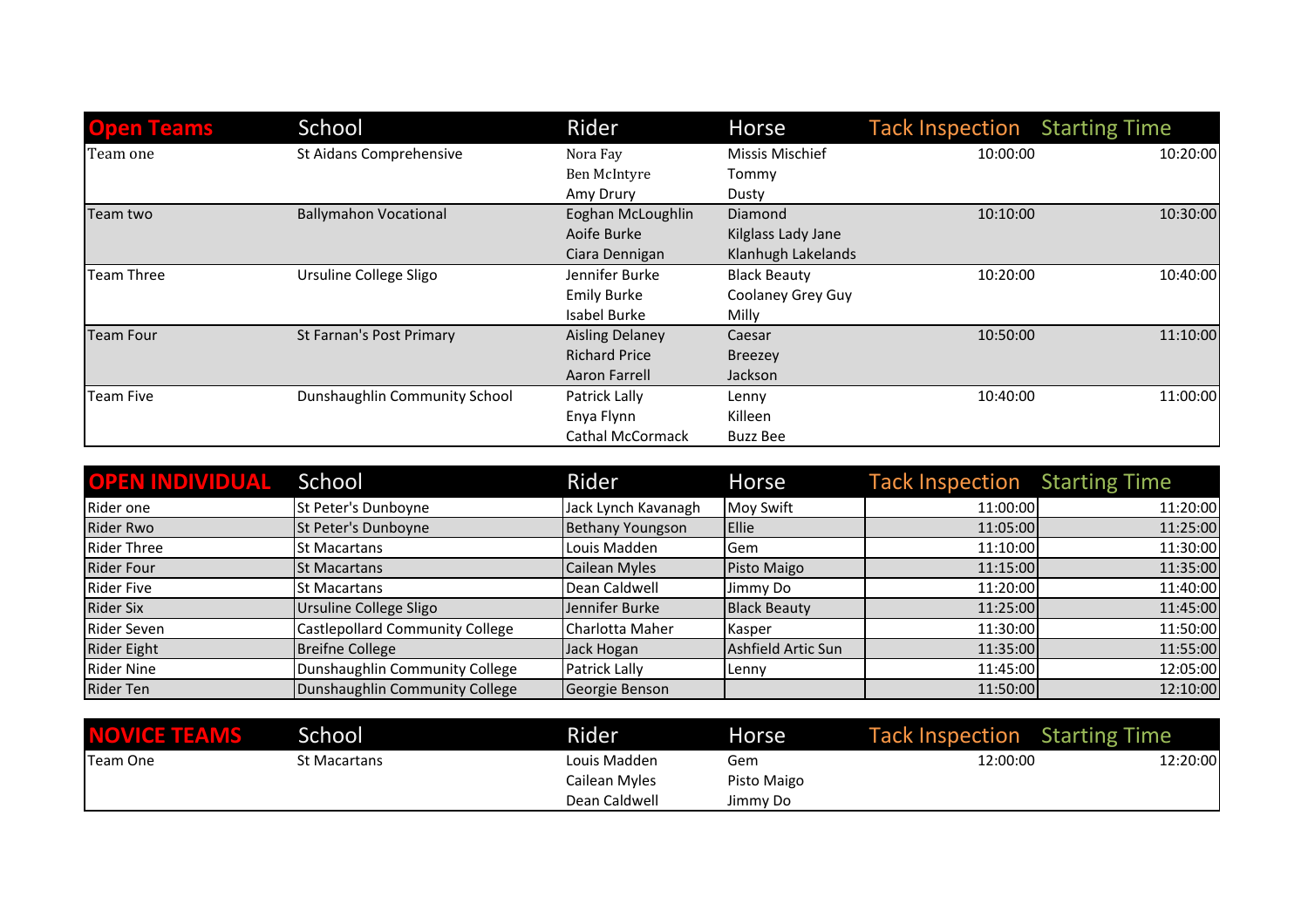| Open Teams | School | Rider | Horse | Tack Inspection | Starting Time |
|---|---|---|---|---|---|
| Team one | St Aidans Comprehensive | Nora Fay | Missis Mischief | 10:00:00 | 10:20:00 |
| | | Ben McIntyre | Tommy | | |
| | | Amy Drury | Dusty | | |
| Team two | Ballymahon Vocational | Eoghan McLoughlin | Diamond | 10:10:00 | 10:30:00 |
| | | Aoife Burke | Kilglass Lady Jane | | |
| | | Ciara Dennigan | Klanhugh Lakelands | | |
| Team Three | Ursuline College Sligo | Jennifer Burke | Black Beauty | 10:20:00 | 10:40:00 |
| | | Emily Burke | Coolaney Grey Guy | | |
| | | Isabel Burke | Milly | | |
| Team Four | St Farnan's Post Primary | Aisling Delaney | Caesar | 10:50:00 | 11:10:00 |
| | | Richard Price | Breezey | | |
| | | Aaron Farrell | Jackson | | |
| Team Five | Dunshaughlin Community School | Patrick Lally | Lenny | 10:40:00 | 11:00:00 |
| | | Enya Flynn | Killeen | | |
| | | Cathal McCormack | Buzz Bee | | |

| OPEN INDIVIDUAL | School | Rider | Horse | Tack Inspection | Starting Time |
|---|---|---|---|---|---|
| Rider one | St Peter's Dunboyne | Jack Lynch Kavanagh | Moy Swift | 11:00:00 | 11:20:00 |
| Rider Rwo | St Peter's Dunboyne | Bethany Youngson | Ellie | 11:05:00 | 11:25:00 |
| Rider Three | St Macartans | Louis Madden | Gem | 11:10:00 | 11:30:00 |
| Rider Four | St Macartans | Cailean Myles | Pisto Maigo | 11:15:00 | 11:35:00 |
| Rider Five | St Macartans | Dean Caldwell | Jimmy Do | 11:20:00 | 11:40:00 |
| Rider Six | Ursuline College Sligo | Jennifer Burke | Black Beauty | 11:25:00 | 11:45:00 |
| Rider Seven | Castlepollard Community College | Charlotta Maher | Kasper | 11:30:00 | 11:50:00 |
| Rider Eight | Breifne College | Jack Hogan | Ashfield Artic Sun | 11:35:00 | 11:55:00 |
| Rider Nine | Dunshaughlin Community College | Patrick Lally | Lenny | 11:45:00 | 12:05:00 |
| Rider Ten | Dunshaughlin Community College | Georgie Benson | | 11:50:00 | 12:10:00 |

| NOVICE TEAMS | School | Rider | Horse | Tack Inspection | Starting Time |
|---|---|---|---|---|---|
| Team One | St Macartans | Louis Madden | Gem | 12:00:00 | 12:20:00 |
| | | Cailean Myles | Pisto Maigo | | |
| | | Dean Caldwell | Jimmy Do | | |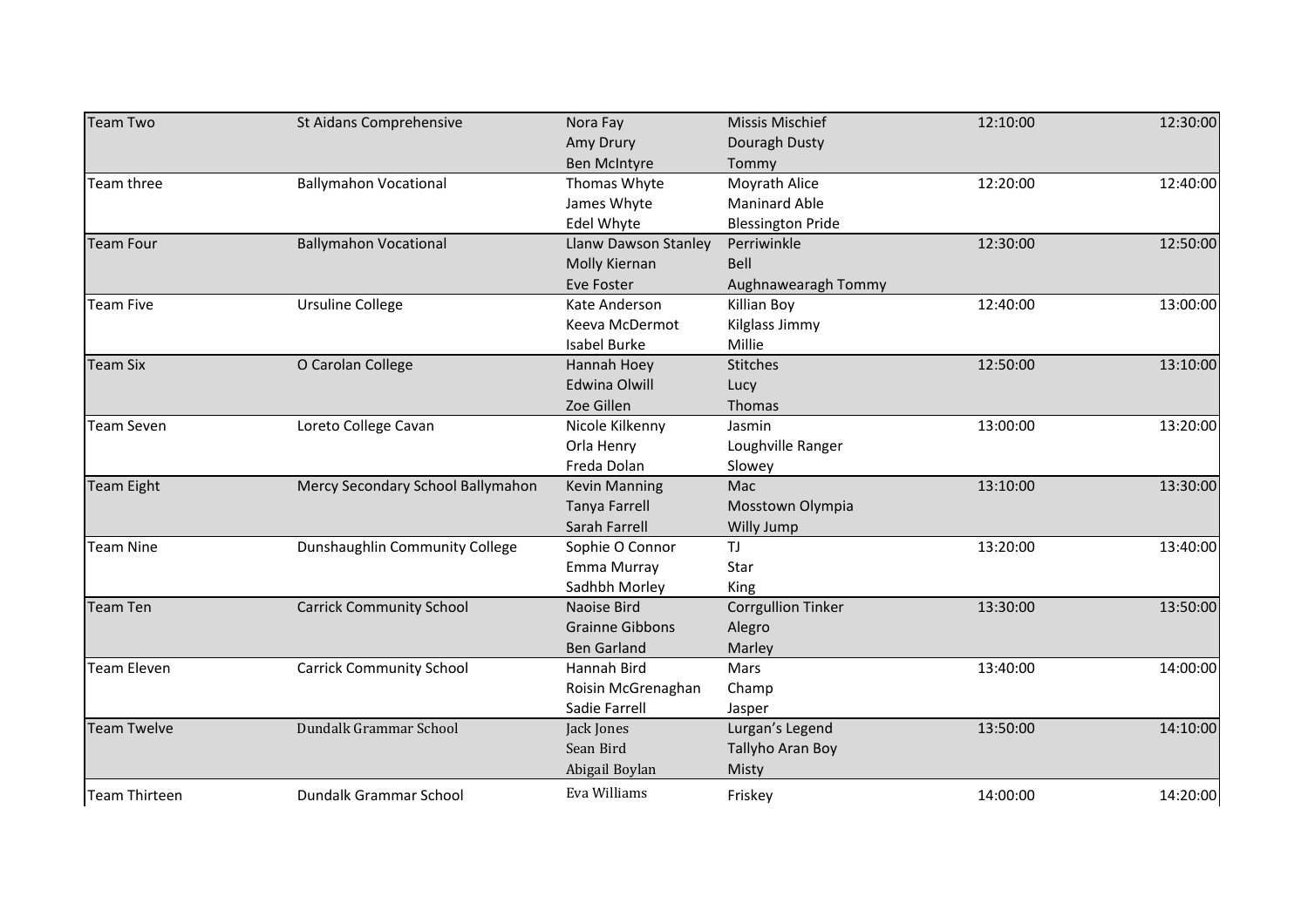| Team | School | Rider | Horse | Start | Finish |
|---|---|---|---|---|---|
| Team Two | St Aidans Comprehensive | Nora Fay | Missis Mischief | 12:10:00 | 12:30:00 |
| | | Amy Drury | Douragh Dusty | | |
| | | Ben McIntyre | Tommy | | |
| Team three | Ballymahon Vocational | Thomas Whyte | Moyrath Alice | 12:20:00 | 12:40:00 |
| | | James Whyte | Maninard Able | | |
| | | Edel Whyte | Blessington Pride | | |
| Team Four | Ballymahon Vocational | Llanw Dawson Stanley | Perriwinkle | 12:30:00 | 12:50:00 |
| | | Molly Kiernan | Bell | | |
| | | Eve Foster | Aughnawearagh Tommy | | |
| Team Five | Ursuline College | Kate Anderson | Killian Boy | 12:40:00 | 13:00:00 |
| | | Keeva McDermot | Kilglass Jimmy | | |
| | | Isabel Burke | Millie | | |
| Team Six | O Carolan College | Hannah Hoey | Stitches | 12:50:00 | 13:10:00 |
| | | Edwina Olwill | Lucy | | |
| | | Zoe Gillen | Thomas | | |
| Team Seven | Loreto College Cavan | Nicole Kilkenny | Jasmin | 13:00:00 | 13:20:00 |
| | | Orla Henry | Loughville Ranger | | |
| | | Freda Dolan | Slowey | | |
| Team Eight | Mercy Secondary School Ballymahon | Kevin Manning | Mac | 13:10:00 | 13:30:00 |
| | | Tanya Farrell | Mosstown Olympia | | |
| | | Sarah Farrell | Willy Jump | | |
| Team Nine | Dunshaughlin Community College | Sophie O Connor | TJ | 13:20:00 | 13:40:00 |
| | | Emma Murray | Star | | |
| | | Sadhbh Morley | King | | |
| Team Ten | Carrick Community School | Naoise Bird | Corrgullion Tinker | 13:30:00 | 13:50:00 |
| | | Grainne Gibbons | Alegro | | |
| | | Ben Garland | Marley | | |
| Team Eleven | Carrick Community School | Hannah Bird | Mars | 13:40:00 | 14:00:00 |
| | | Roisin McGrenaghan | Champ | | |
| | | Sadie Farrell | Jasper | | |
| Team Twelve | Dundalk Grammar School | Jack Jones | Lurgan's Legend | 13:50:00 | 14:10:00 |
| | | Sean Bird | Tallyho Aran Boy | | |
| | | Abigail Boylan | Misty | | |
| Team Thirteen | Dundalk Grammar School | Eva Williams | Friskey | 14:00:00 | 14:20:00 |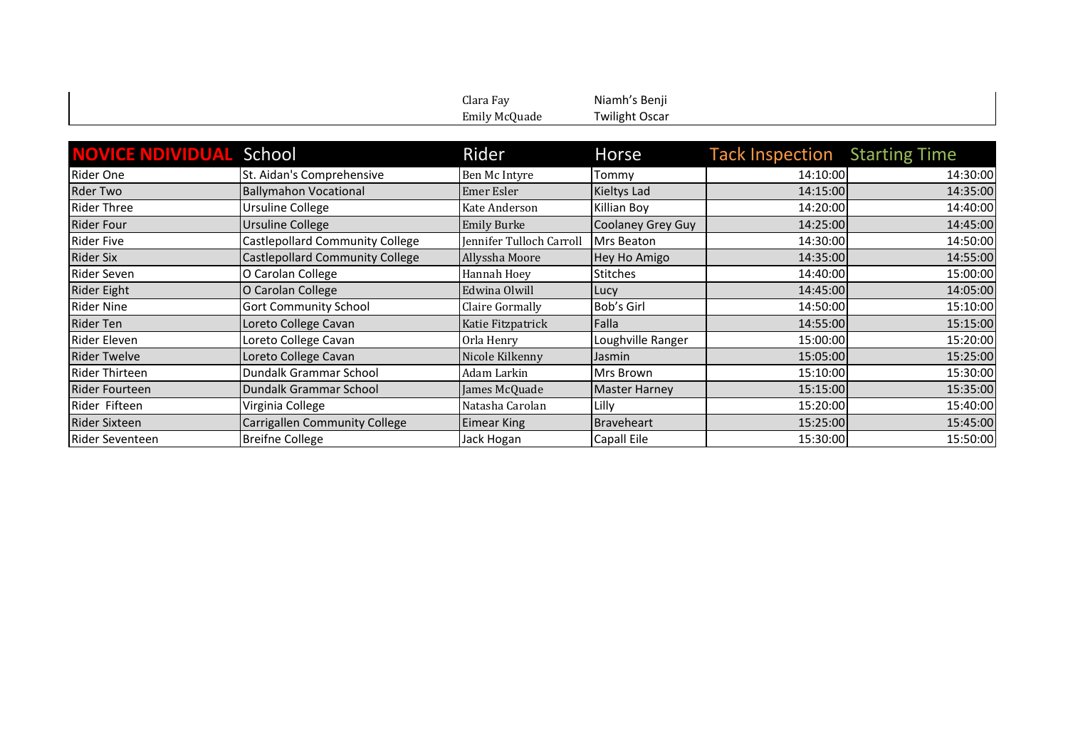| | | | |
|---|---|---|---|
| | Clara Fay | Niamh's Benji | |
| | Emily McQuade | Twilight Oscar | |

| NOVICE NDIVIDUAL | School | Rider | Horse | Tack Inspection | Starting Time |
|---|---|---|---|---|---|
| Rider One | St. Aidan's Comprehensive | Ben Mc Intyre | Tommy | 14:10:00 | 14:30:00 |
| Rder Two | Ballymahon Vocational | Emer Esler | Kieltys Lad | 14:15:00 | 14:35:00 |
| Rider Three | Ursuline College | Kate Anderson | Killian Boy | 14:20:00 | 14:40:00 |
| Rider Four | Ursuline College | Emily Burke | Coolaney Grey Guy | 14:25:00 | 14:45:00 |
| Rider Five | Castlepollard Community College | Jennifer Tulloch Carroll | Mrs Beaton | 14:30:00 | 14:50:00 |
| Rider Six | Castlepollard Community College | Allyssha Moore | Hey Ho Amigo | 14:35:00 | 14:55:00 |
| Rider Seven | O Carolan College | Hannah Hoey | Stitches | 14:40:00 | 15:00:00 |
| Rider Eight | O Carolan College | Edwina Olwill | Lucy | 14:45:00 | 14:05:00 |
| Rider Nine | Gort Community School | Claire Gormally | Bob's Girl | 14:50:00 | 15:10:00 |
| Rider Ten | Loreto College Cavan | Katie Fitzpatrick | Falla | 14:55:00 | 15:15:00 |
| Rider Eleven | Loreto College Cavan | Orla Henry | Loughville Ranger | 15:00:00 | 15:20:00 |
| Rider Twelve | Loreto College Cavan | Nicole Kilkenny | Jasmin | 15:05:00 | 15:25:00 |
| Rider Thirteen | Dundalk Grammar School | Adam Larkin | Mrs Brown | 15:10:00 | 15:30:00 |
| Rider Fourteen | Dundalk Grammar School | James McQuade | Master Harney | 15:15:00 | 15:35:00 |
| Rider Fifteen | Virginia College | Natasha Carolan | Lilly | 15:20:00 | 15:40:00 |
| Rider Sixteen | Carrigallen Community College | Eimear King | Braveheart | 15:25:00 | 15:45:00 |
| Rider Seventeen | Breifne College | Jack Hogan | Capall Eile | 15:30:00 | 15:50:00 |